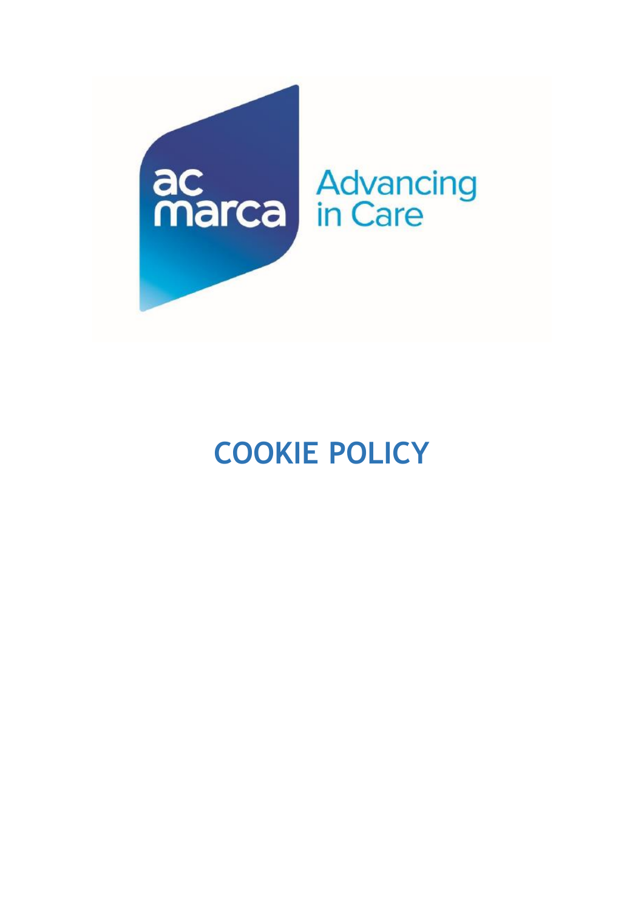ac marca Advancing in Care

# COOKIE POLICY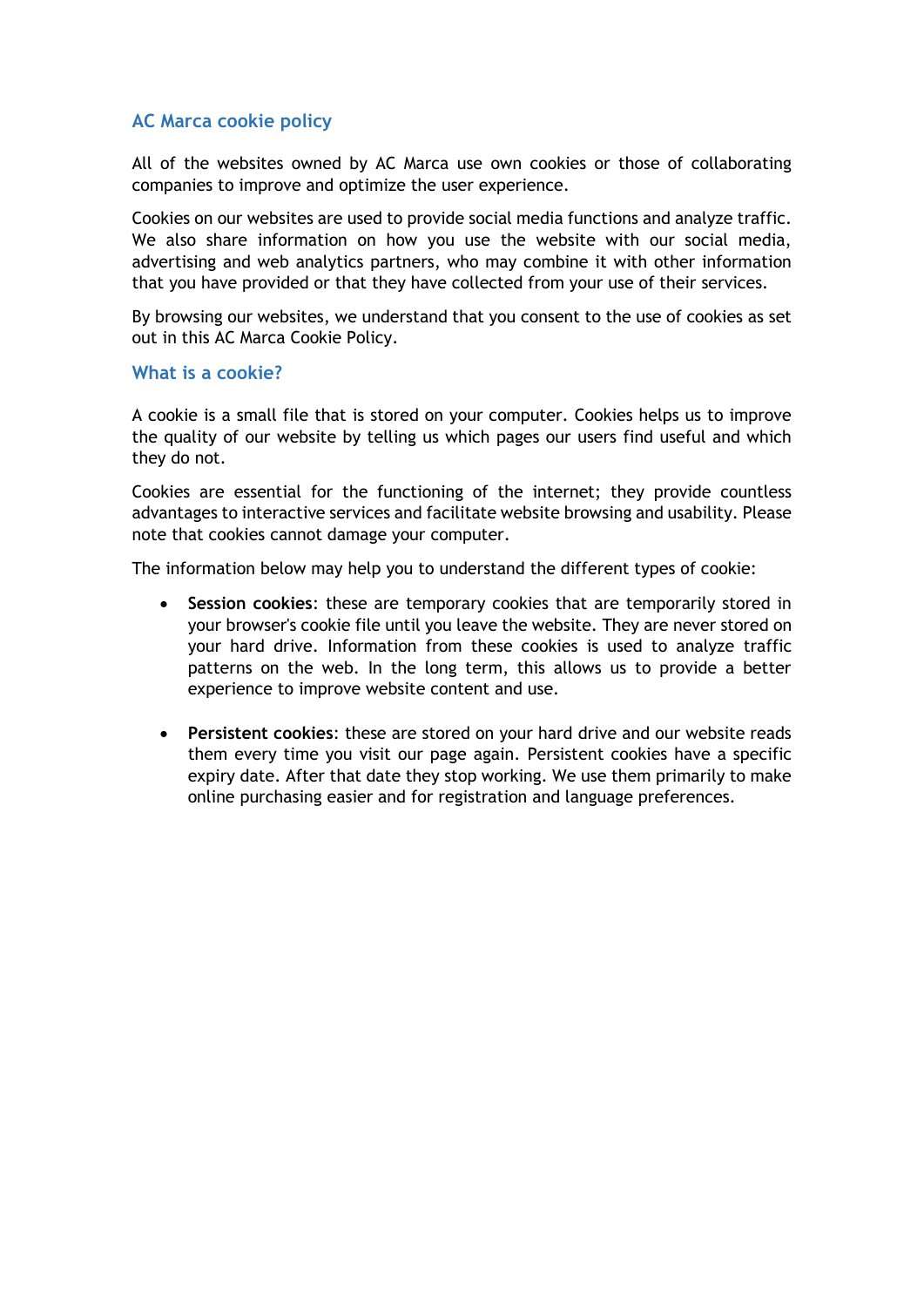## AC Marca cookie policy

All of the websites owned by AC Marca use own cookies or those of collaborating companies to improve and optimize the user experience.

Cookies on our websites are used to provide social media functions and analyze traffic. We also share information on how you use the website with our social media, advertising and web analytics partners, who may combine it with other information that you have provided or that they have collected from your use of their services.

By browsing our websites, we understand that you consent to the use of cookies as set out in this AC Marca Cookie Policy.

## What is a cookie?

A cookie is a small file that is stored on your computer. Cookies helps us to improve the quality of our website by telling us which pages our users find useful and which they do not.

Cookies are essential for the functioning of the internet; they provide countless advantages to interactive services and facilitate website browsing and usability. Please note that cookies cannot damage your computer.

The information below may help you to understand the different types of cookie:

- **Session cookies**: these are temporary cookies that are temporarily stored in your browser's cookie file until you leave the website. They are never stored on your hard drive. Information from these cookies is used to analyze traffic patterns on the web. In the long term, this allows us to provide a better experience to improve website content and use.

- **Persistent cookies**: these are stored on your hard drive and our website reads them every time you visit our page again. Persistent cookies have a specific expiry date. After that date they stop working. We use them primarily to make online purchasing easier and for registration and language preferences.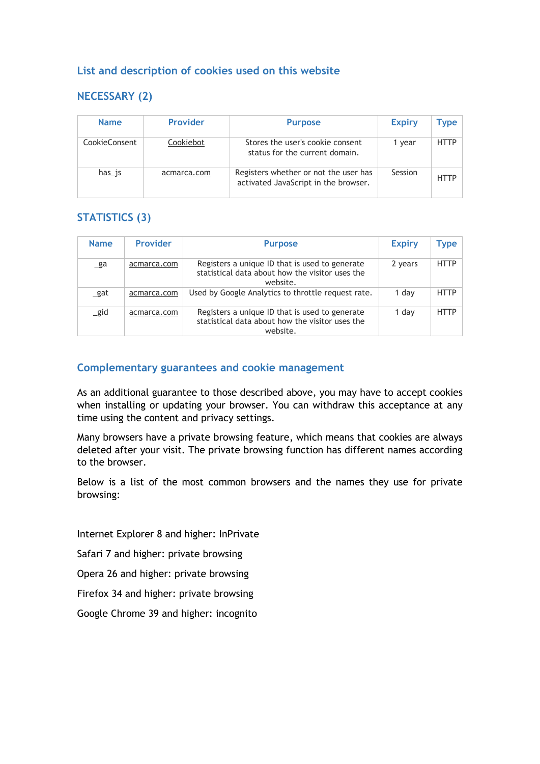## List and description of cookies used on this website

### NECESSARY (2)

| Name | Provider | Purpose | Expiry | Type |
|---|---|---|---|---|
| CookieConsent | Cookiebot | Stores the user's cookie consent status for the current domain. | 1 year | HTTP |
| has_js | acmarca.com | Registers whether or not the user has activated JavaScript in the browser. | Session | HTTP |

### STATISTICS (3)

| Name | Provider | Purpose | Expiry | Type |
|---|---|---|---|---|
| _ga | acmarca.com | Registers a unique ID that is used to generate statistical data about how the visitor uses the website. | 2 years | HTTP |
| _gat | acmarca.com | Used by Google Analytics to throttle request rate. | 1 day | HTTP |
| _gid | acmarca.com | Registers a unique ID that is used to generate statistical data about how the visitor uses the website. | 1 day | HTTP |

## Complementary guarantees and cookie management

As an additional guarantee to those described above, you may have to accept cookies when installing or updating your browser. You can withdraw this acceptance at any time using the content and privacy settings.

Many browsers have a private browsing feature, which means that cookies are always deleted after your visit. The private browsing function has different names according to the browser.

Below is a list of the most common browsers and the names they use for private browsing:

Internet Explorer 8 and higher: InPrivate

Safari 7 and higher: private browsing

Opera 26 and higher: private browsing

Firefox 34 and higher: private browsing

Google Chrome 39 and higher: incognito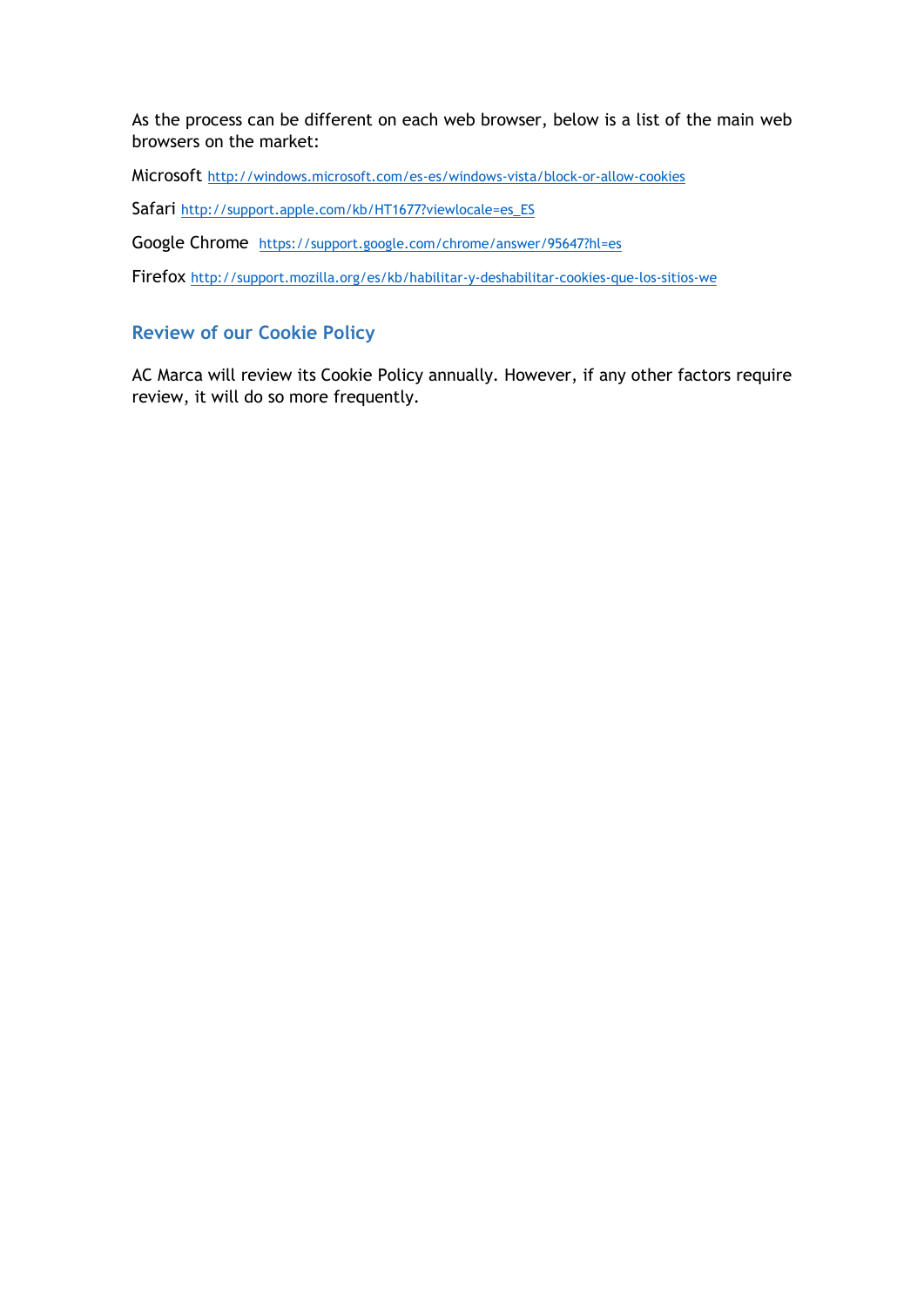As the process can be different on each web browser, below is a list of the main web browsers on the market:

Microsoft http://windows.microsoft.com/es-es/windows-vista/block-or-allow-cookies

Safari http://support.apple.com/kb/HT1677?viewlocale=es_ES

Google Chrome https://support.google.com/chrome/answer/95647?hl=es

Firefox http://support.mozilla.org/es/kb/habilitar-y-deshabilitar-cookies-que-los-sitios-we

## Review of our Cookie Policy

AC Marca will review its Cookie Policy annually. However, if any other factors require review, it will do so more frequently.